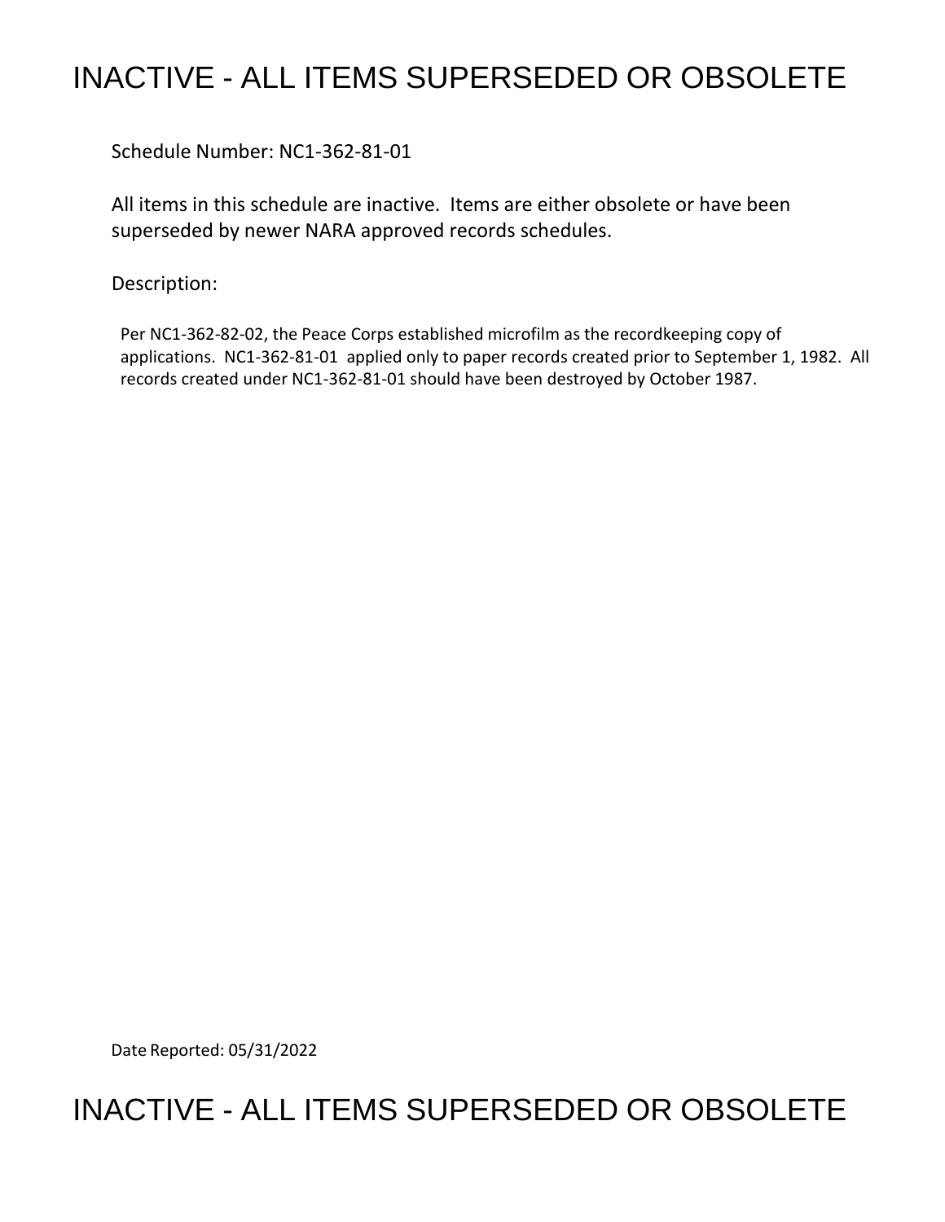# INACTIVE - ALL ITEMS SUPERSEDED OR OBSOLETE

Schedule Number: NC1-362-81-01

All items in this schedule are inactive. Items are either obsolete or have been superseded by newer NARA approved records schedules.

Description:

Per NC1-362-82-02, the Peace Corps established microfilm as the recordkeeping copy of applications. NC1-362-81-01 applied only to paper records created prior to September 1, 1982. All records created under NC1-362-81-01 should have been destroyed by October 1987.

Date Reported: 05/31/2022

# INACTIVE - ALL ITEMS SUPERSEDED OR OBSOLETE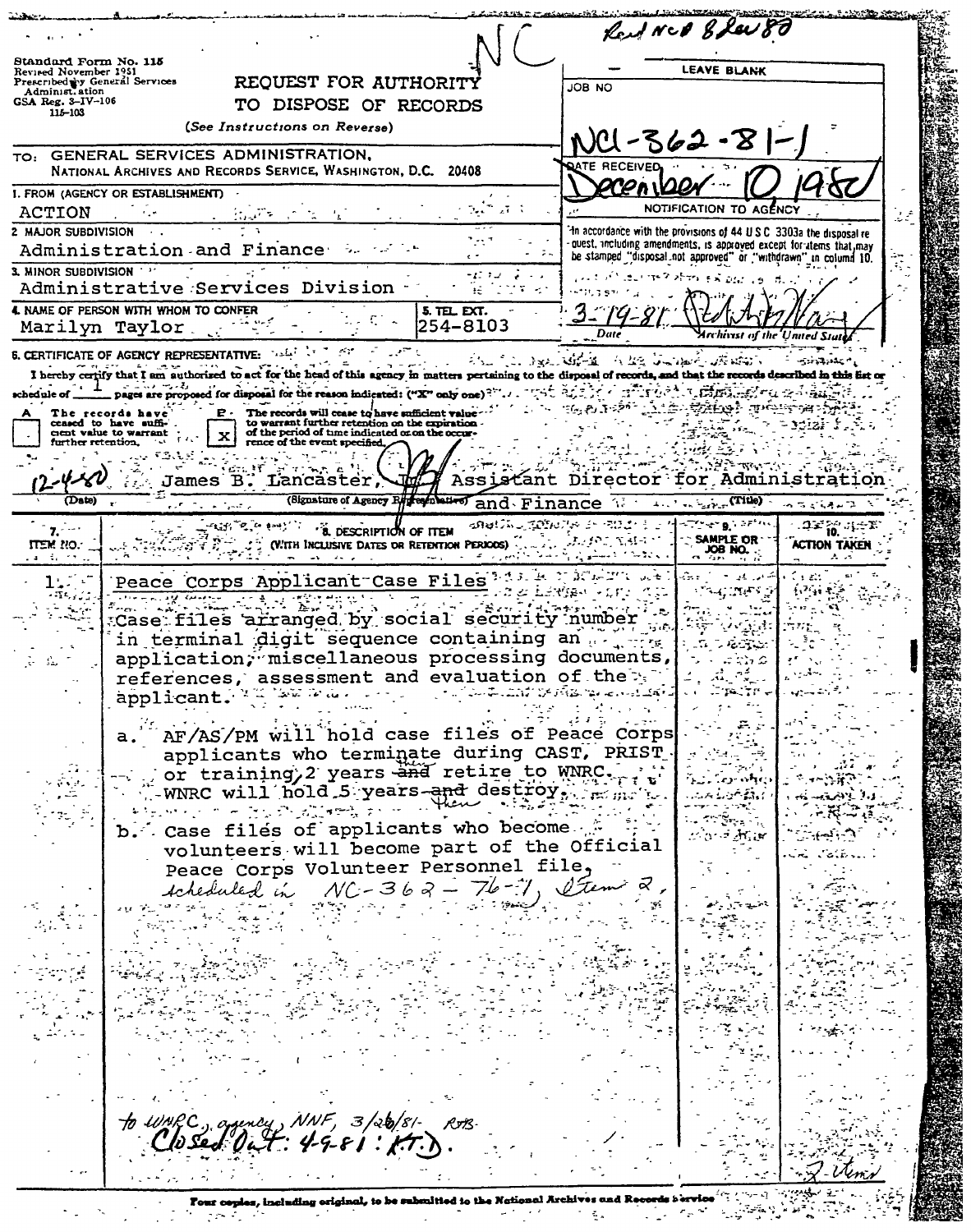NC

Recd NCD 8 Dec 80

Standard Form No. 115
Revised November 1951
Prescribed by General Services Administration
GSA Reg. 3-IV-106
115-103

# REQUEST FOR AUTHORITY TO DISPOSE OF RECORDS

*(See Instructions on Reverse)*

**LEAVE BLANK**

JOB NO

NC1-362-81-1

DATE RECEIVED

December 10 1980

NOTIFICATION TO AGENCY

In accordance with the provisions of 44 U S C 3303a the disposal request, including amendments, is approved except for items that may be stamped "disposal not approved" or "withdrawn" in column 10.

3-19-81 — Archivist of the United States

TO: GENERAL SERVICES ADMINISTRATION, NATIONAL ARCHIVES AND RECORDS SERVICE, WASHINGTON, D.C. 20408

1. FROM (AGENCY OR ESTABLISHMENT)
ACTION

2. MAJOR SUBDIVISION
Administration and Finance

3. MINOR SUBDIVISION
Administrative Services Division

4. NAME OF PERSON WITH WHOM TO CONFER
Marilyn Taylor

5. TEL. EXT.
254-8103

6. CERTIFICATE OF AGENCY REPRESENTATIVE:

I hereby certify that I am authorized to act for the head of this agency in matters pertaining to the disposal of records, and that the records described in this list or schedule of 1 pages are proposed for disposal for the reason indicated: ("X" only one)

A [ ] The records have ceased to have sufficient value to warrant further retention.

B [X] The records will cease to have sufficient value to warrant further retention on the expiration of the period of time indicated or on the occurrence of the event specified.

12-4-80 — James B. Lancaster, Jr. — Assistant Director for Administration and Finance

(Date) (Signature of Agency Representative) (Title)

| 7. ITEM NO. | 8. DESCRIPTION OF ITEM (WITH INCLUSIVE DATES OR RETENTION PERIODS) | 9. SAMPLE OR JOB NO. | 10. ACTION TAKEN |
|---|---|---|---|
| 1. | Peace Corps Applicant Case Files<br><br>Case files arranged by social security number in terminal digit sequence containing an application, miscellaneous processing documents, references, assessment and evaluation of the applicant.<br><br>a. AF/AS/PM will hold case files of Peace Corps applicants who terminate during CAST, PRIST or training 2 years ~~and~~ then retire to WNRC. WNRC will hold 5 years ~~and~~ then destroy.<br><br>b. Case files of applicants who become volunteers will become part of the Official Peace Corps Volunteer Personnel file, scheduled in NC-362-76-1, Item 2. | | |

to WNRC, agency, NNF, 3/26/81. RJB.
Closed Out: 4-9-81: K.T.D.

2 items

Four copies, including original, to be submitted to the National Archives and Records Service